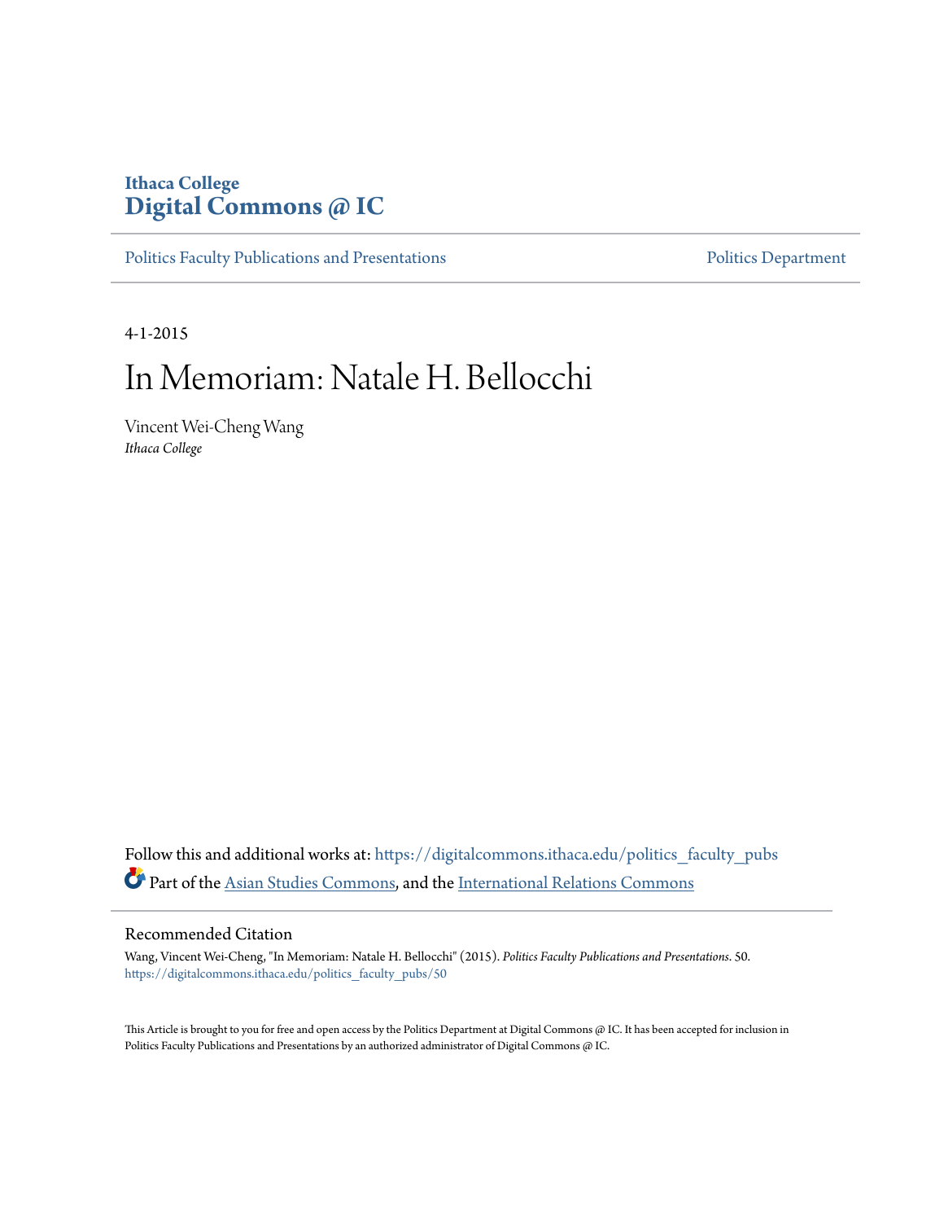**Ithaca College**
**Digital Commons @ IC**

Politics Faculty Publications and Presentations | Politics Department

4-1-2015

# In Memoriam: Natale H. Bellocchi

Vincent Wei-Cheng Wang
*Ithaca College*

Follow this and additional works at: https://digitalcommons.ithaca.edu/politics_faculty_pubs

Part of the Asian Studies Commons, and the International Relations Commons

## Recommended Citation

Wang, Vincent Wei-Cheng, "In Memoriam: Natale H. Bellocchi" (2015). *Politics Faculty Publications and Presentations*. 50.
https://digitalcommons.ithaca.edu/politics_faculty_pubs/50

This Article is brought to you for free and open access by the Politics Department at Digital Commons @ IC. It has been accepted for inclusion in Politics Faculty Publications and Presentations by an authorized administrator of Digital Commons @ IC.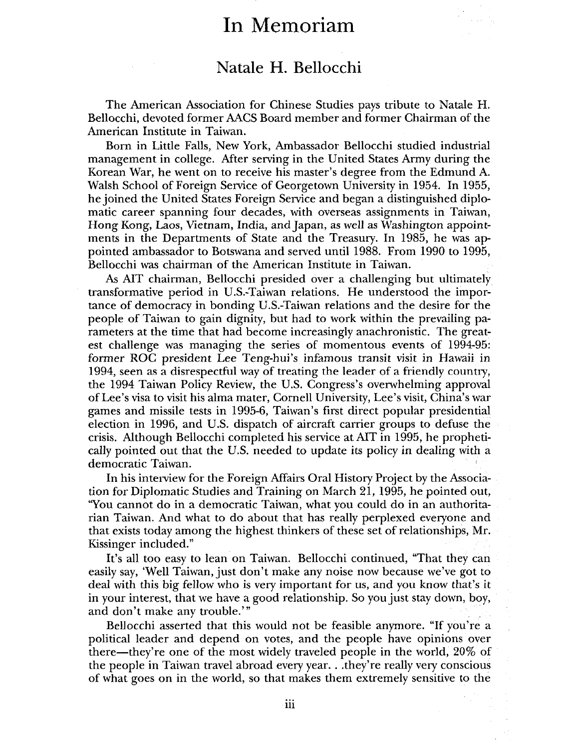# In Memoriam

## Natale H. Bellocchi

The American Association for Chinese Studies pays tribute to Natale H. Bellocchi, devoted former AACS Board member and former Chairman of the American Institute in Taiwan.

Born in Little Falls, New York, Ambassador Bellocchi studied industrial management in college. After serving in the United States Army during the Korean War, he went on to receive his master's degree from the Edmund A. Walsh School of Foreign Service of Georgetown University in 1954. In 1955, he joined the United States Foreign Service and began a distinguished diplomatic career spanning four decades, with overseas assignments in Taiwan, Hong Kong, Laos, Vietnam, India, and Japan, as well as Washington appointments in the Departments of State and the Treasury. In 1985, he was appointed ambassador to Botswana and served until 1988. From 1990 to 1995, Bellocchi was chairman of the American Institute in Taiwan.

As AIT chairman, Bellocchi presided over a challenging but ultimately transformative period in U.S.-Taiwan relations. He understood the importance of democracy in bonding U.S.-Taiwan relations and the desire for the people of Taiwan to gain dignity, but had to work within the prevailing parameters at the time that had become increasingly anachronistic. The greatest challenge was managing the series of momentous events of 1994-95: former ROC president Lee Teng-hui's infamous transit visit in Hawaii in 1994, seen as a disrespectful way of treating the leader of a friendly country, the 1994 Taiwan Policy Review, the U.S. Congress's overwhelming approval of Lee's visa to visit his alma mater, Cornell University, Lee's visit, China's war games and missile tests in 1995-6, Taiwan's first direct popular presidential election in 1996, and U.S. dispatch of aircraft carrier groups to defuse the crisis. Although Bellocchi completed his service at AIT in 1995, he prophetically pointed out that the U.S. needed to update its policy in dealing with a democratic Taiwan.

In his interview for the Foreign Affairs Oral History Project by the Association for Diplomatic Studies and Training on March 21, 1995, he pointed out, "You cannot do in a democratic Taiwan, what you could do in an authoritarian Taiwan. And what to do about that has really perplexed everyone and that exists today among the highest thinkers of these set of relationships, Mr. Kissinger included."

It's all too easy to lean on Taiwan. Bellocchi continued, "That they can easily say, 'Well Taiwan, just don't make any noise now because we've got to deal with this big fellow who is very important for us, and you know that's it in your interest, that we have a good relationship. So you just stay down, boy, and don't make any trouble.'"

Bellocchi asserted that this would not be feasible anymore. "If you're a political leader and depend on votes, and the people have opinions over there—they're one of the most widely traveled people in the world, 20% of the people in Taiwan travel abroad every year. . .they're really very conscious of what goes on in the world, so that makes them extremely sensitive to the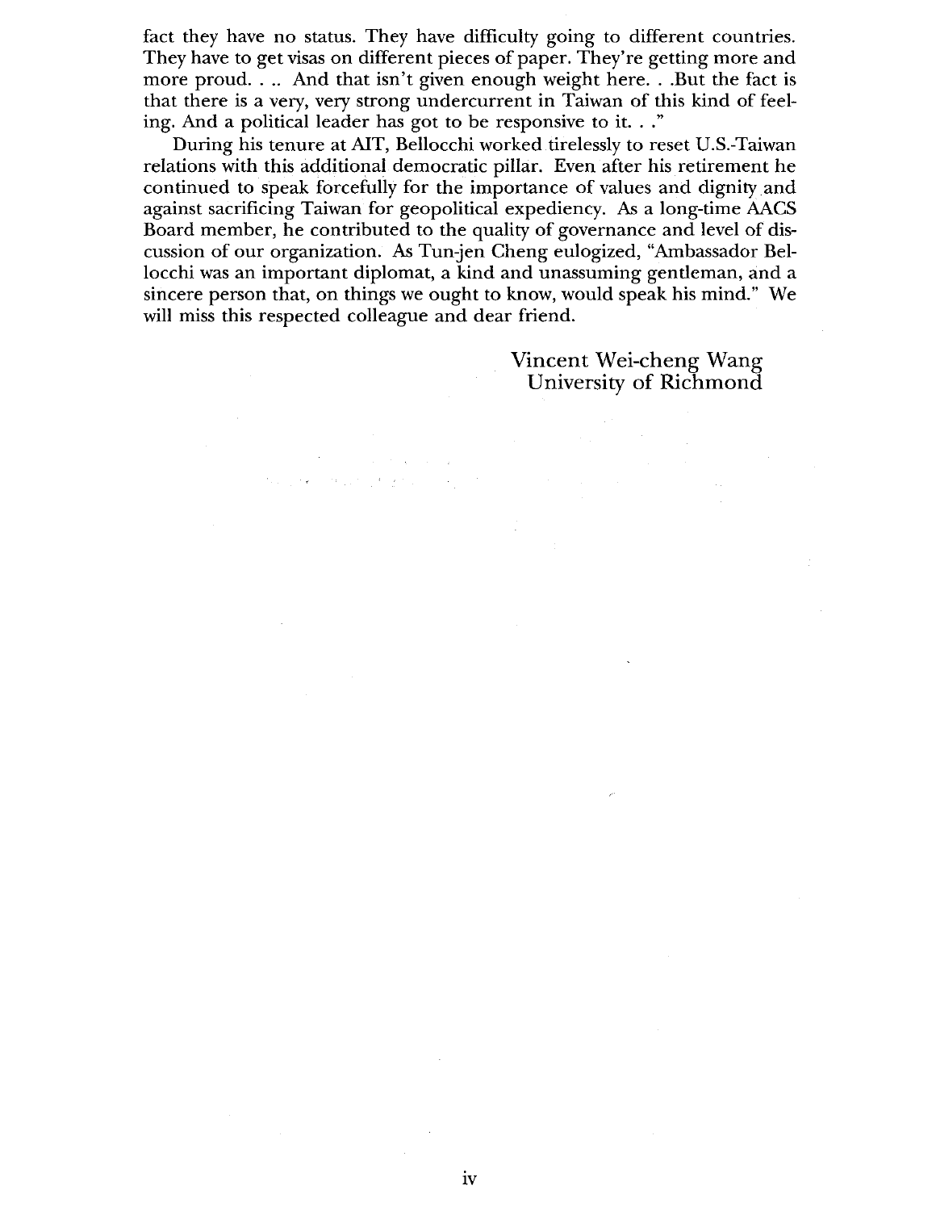fact they have no status. They have difficulty going to different countries. They have to get visas on different pieces of paper. They're getting more and more proud. . .. And that isn't given enough weight here. . .But the fact is that there is a very, very strong undercurrent in Taiwan of this kind of feeling. And a political leader has got to be responsive to it. . ."

During his tenure at AIT, Bellocchi worked tirelessly to reset U.S.-Taiwan relations with this additional democratic pillar. Even after his retirement he continued to speak forcefully for the importance of values and dignity and against sacrificing Taiwan for geopolitical expediency. As a long-time AACS Board member, he contributed to the quality of governance and level of discussion of our organization. As Tun-jen Cheng eulogized, "Ambassador Bellocchi was an important diplomat, a kind and unassuming gentleman, and a sincere person that, on things we ought to know, would speak his mind." We will miss this respected colleague and dear friend.

Vincent Wei-cheng Wang
University of Richmond